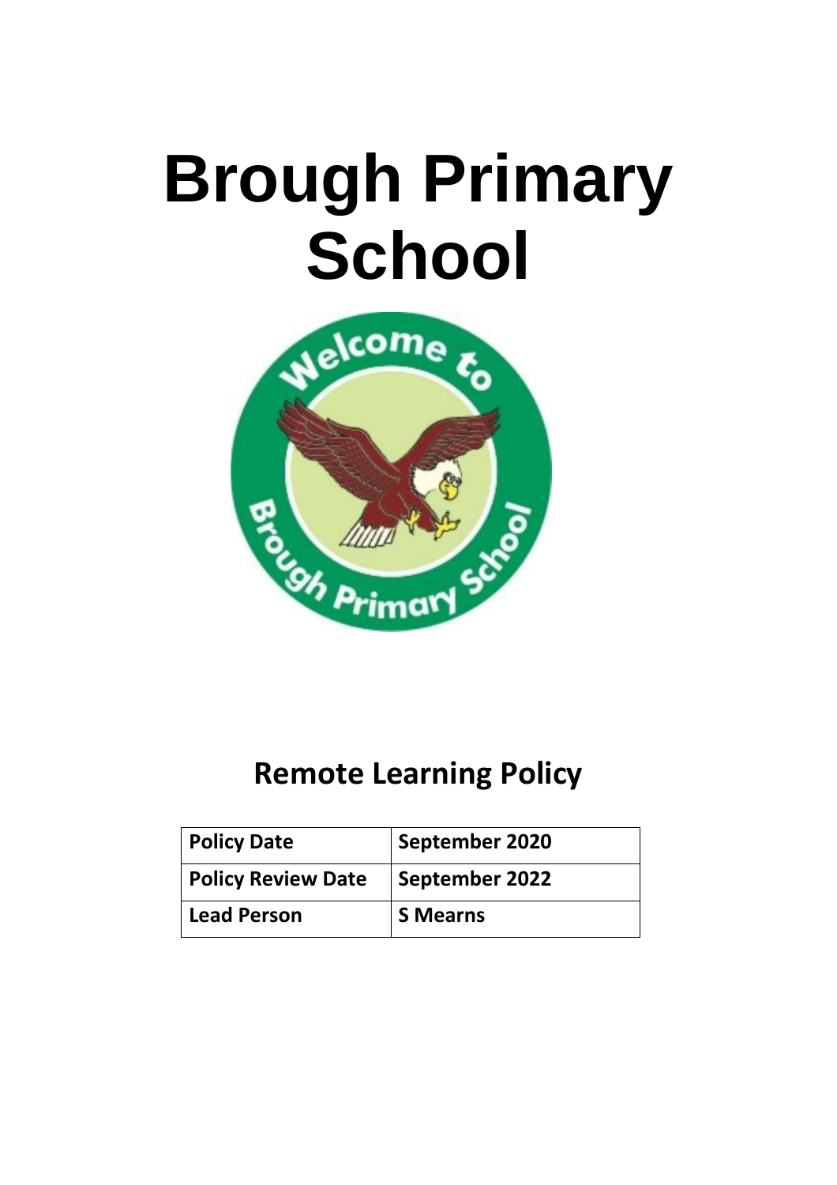# Brough Primary School

## Remote Learning Policy

| Policy Date | September 2020 |
|---|---|
| Policy Review Date | September 2022 |
| Lead Person | S Mearns |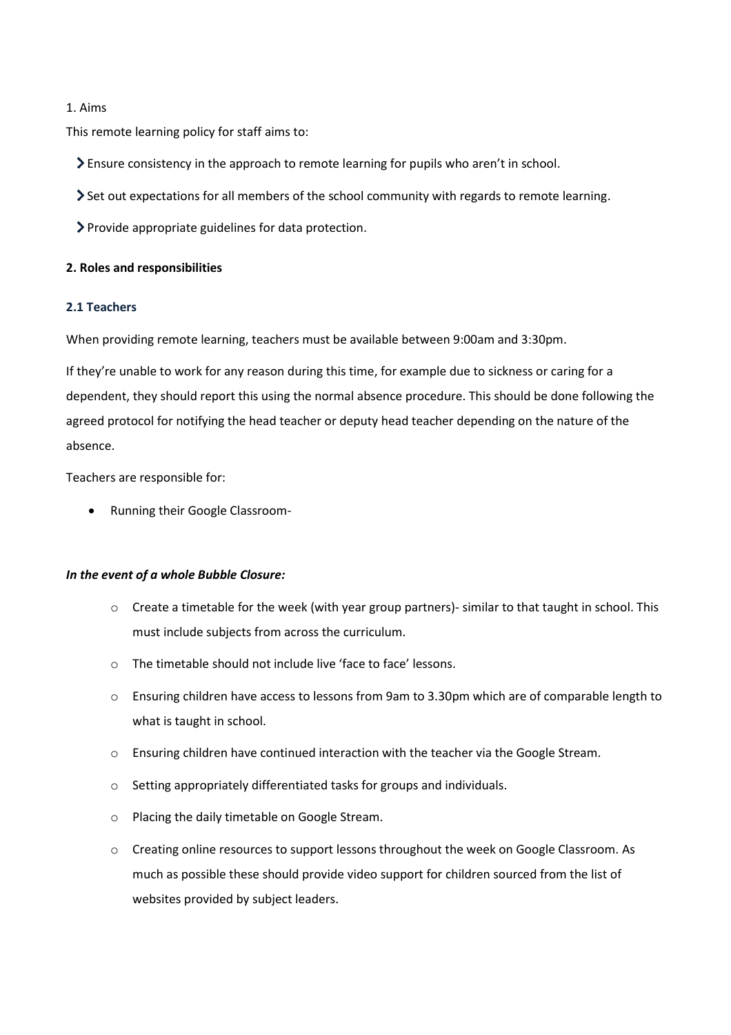1. Aims

This remote learning policy for staff aims to:

- Ensure consistency in the approach to remote learning for pupils who aren't in school.
- Set out expectations for all members of the school community with regards to remote learning.
- Provide appropriate guidelines for data protection.

**2. Roles and responsibilities**

### 2.1 Teachers

When providing remote learning, teachers must be available between 9:00am and 3:30pm.

If they're unable to work for any reason during this time, for example due to sickness or caring for a dependent, they should report this using the normal absence procedure. This should be done following the agreed protocol for notifying the head teacher or deputy head teacher depending on the nature of the absence.

Teachers are responsible for:

- Running their Google Classroom-

***In the event of a whole Bubble Closure:***

- Create a timetable for the week (with year group partners)- similar to that taught in school. This must include subjects from across the curriculum.
- The timetable should not include live 'face to face' lessons.
- Ensuring children have access to lessons from 9am to 3.30pm which are of comparable length to what is taught in school.
- Ensuring children have continued interaction with the teacher via the Google Stream.
- Setting appropriately differentiated tasks for groups and individuals.
- Placing the daily timetable on Google Stream.
- Creating online resources to support lessons throughout the week on Google Classroom. As much as possible these should provide video support for children sourced from the list of websites provided by subject leaders.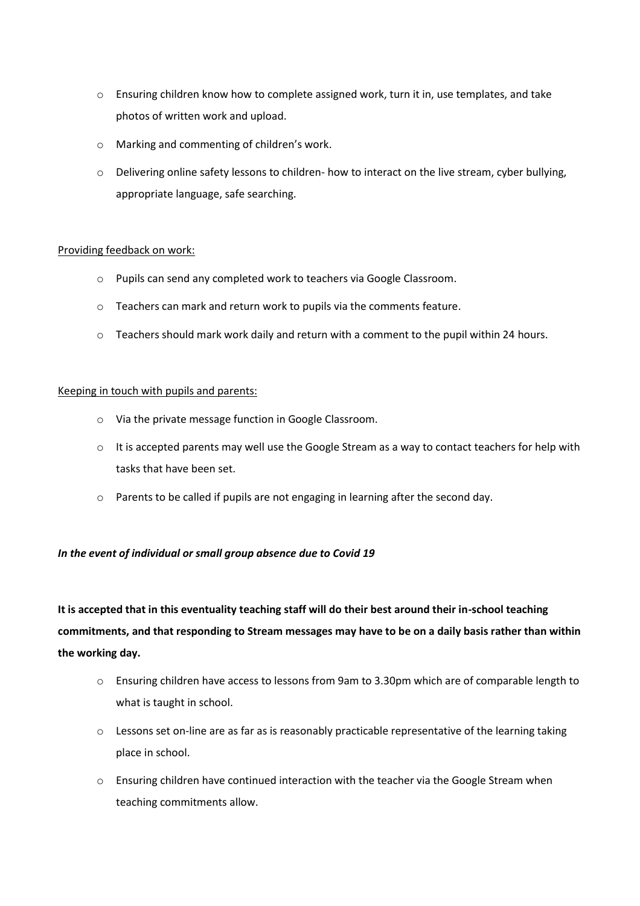- Ensuring children know how to complete assigned work, turn it in, use templates, and take photos of written work and upload.
- Marking and commenting of children's work.
- Delivering online safety lessons to children- how to interact on the live stream, cyber bullying, appropriate language, safe searching.

<u>Providing feedback on work:</u>

- Pupils can send any completed work to teachers via Google Classroom.
- Teachers can mark and return work to pupils via the comments feature.
- Teachers should mark work daily and return with a comment to the pupil within 24 hours.

<u>Keeping in touch with pupils and parents:</u>

- Via the private message function in Google Classroom.
- It is accepted parents may well use the Google Stream as a way to contact teachers for help with tasks that have been set.
- Parents to be called if pupils are not engaging in learning after the second day.

***In the event of individual or small group absence due to Covid 19***

**It is accepted that in this eventuality teaching staff will do their best around their in-school teaching commitments, and that responding to Stream messages may have to be on a daily basis rather than within the working day.**

- Ensuring children have access to lessons from 9am to 3.30pm which are of comparable length to what is taught in school.
- Lessons set on-line are as far as is reasonably practicable representative of the learning taking place in school.
- Ensuring children have continued interaction with the teacher via the Google Stream when teaching commitments allow.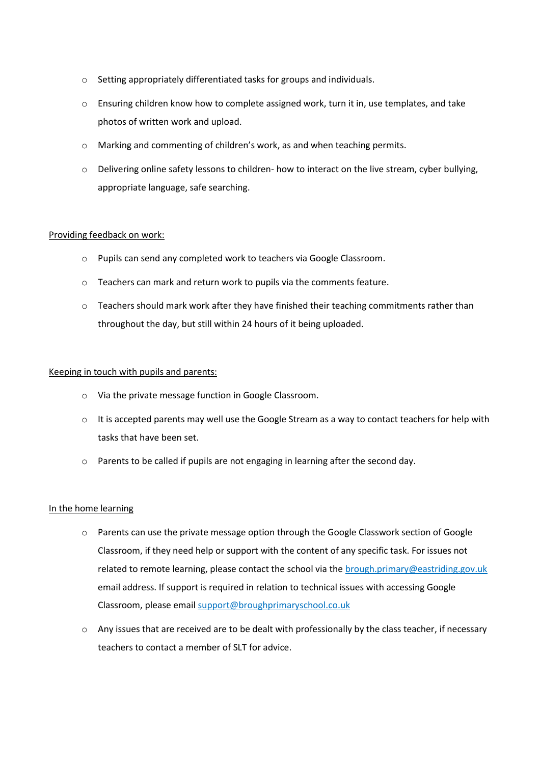- Setting appropriately differentiated tasks for groups and individuals.
- Ensuring children know how to complete assigned work, turn it in, use templates, and take photos of written work and upload.
- Marking and commenting of children's work, as and when teaching permits.
- Delivering online safety lessons to children- how to interact on the live stream, cyber bullying, appropriate language, safe searching.

<u>Providing feedback on work:</u>

- Pupils can send any completed work to teachers via Google Classroom.
- Teachers can mark and return work to pupils via the comments feature.
- Teachers should mark work after they have finished their teaching commitments rather than throughout the day, but still within 24 hours of it being uploaded.

<u>Keeping in touch with pupils and parents:</u>

- Via the private message function in Google Classroom.
- It is accepted parents may well use the Google Stream as a way to contact teachers for help with tasks that have been set.
- Parents to be called if pupils are not engaging in learning after the second day.

<u>In the home learning</u>

- Parents can use the private message option through the Google Classwork section of Google Classroom, if they need help or support with the content of any specific task. For issues not related to remote learning, please contact the school via the [brough.primary@eastriding.gov.uk](mailto:brough.primary@eastriding.gov.uk) email address. If support is required in relation to technical issues with accessing Google Classroom, please email [support@broughprimaryschool.co.uk](mailto:support@broughprimaryschool.co.uk)
- Any issues that are received are to be dealt with professionally by the class teacher, if necessary teachers to contact a member of SLT for advice.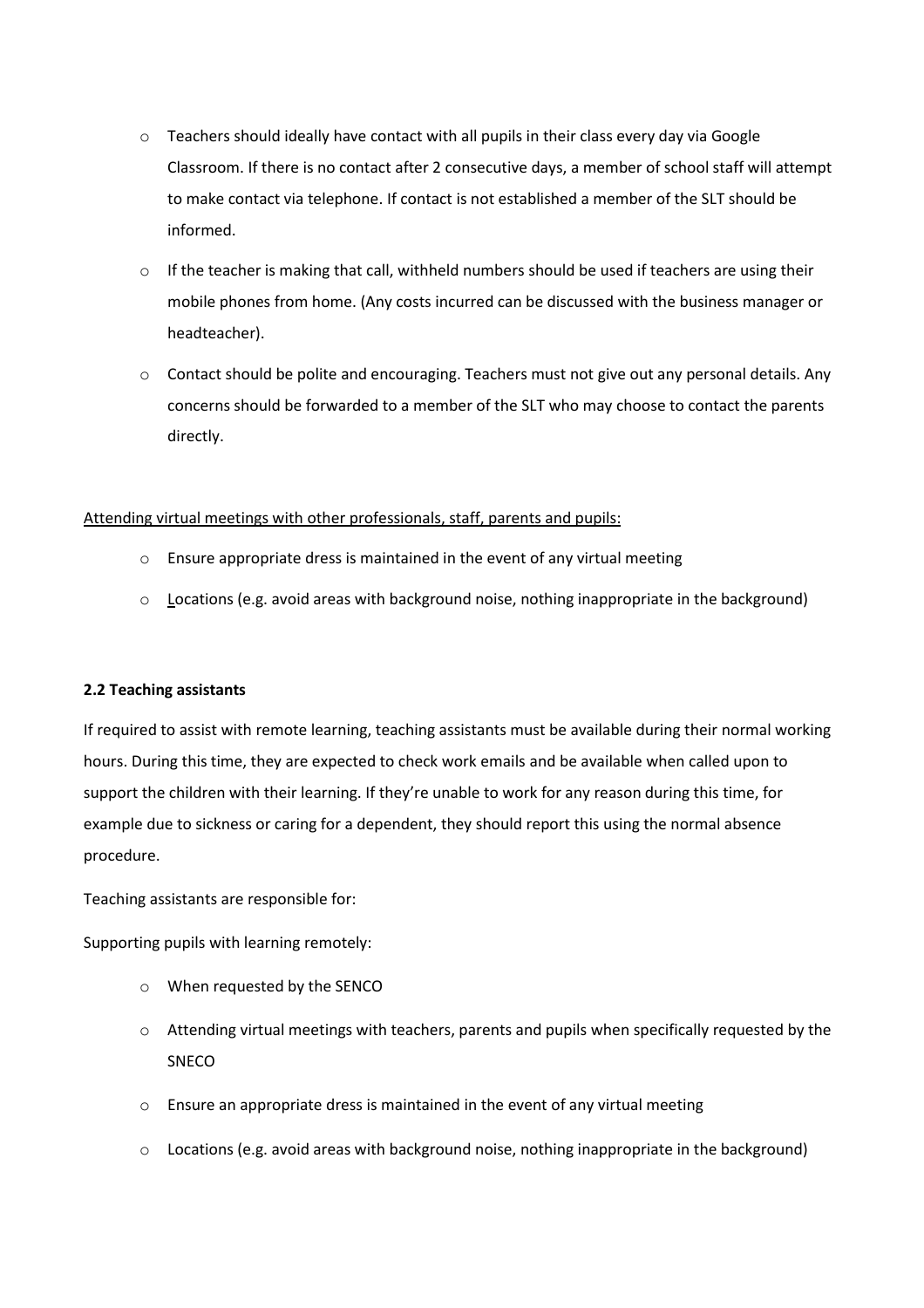- Teachers should ideally have contact with all pupils in their class every day via Google Classroom. If there is no contact after 2 consecutive days, a member of school staff will attempt to make contact via telephone. If contact is not established a member of the SLT should be informed.
- If the teacher is making that call, withheld numbers should be used if teachers are using their mobile phones from home. (Any costs incurred can be discussed with the business manager or headteacher).
- Contact should be polite and encouraging. Teachers must not give out any personal details. Any concerns should be forwarded to a member of the SLT who may choose to contact the parents directly.

<u>Attending virtual meetings with other professionals, staff, parents and pupils:</u>

- Ensure appropriate dress is maintained in the event of any virtual meeting
- Locations (e.g. avoid areas with background noise, nothing inappropriate in the background)

**2.2 Teaching assistants**

If required to assist with remote learning, teaching assistants must be available during their normal working hours. During this time, they are expected to check work emails and be available when called upon to support the children with their learning. If they're unable to work for any reason during this time, for example due to sickness or caring for a dependent, they should report this using the normal absence procedure.

Teaching assistants are responsible for:

Supporting pupils with learning remotely:

- When requested by the SENCO
- Attending virtual meetings with teachers, parents and pupils when specifically requested by the SNECO
- Ensure an appropriate dress is maintained in the event of any virtual meeting
- Locations (e.g. avoid areas with background noise, nothing inappropriate in the background)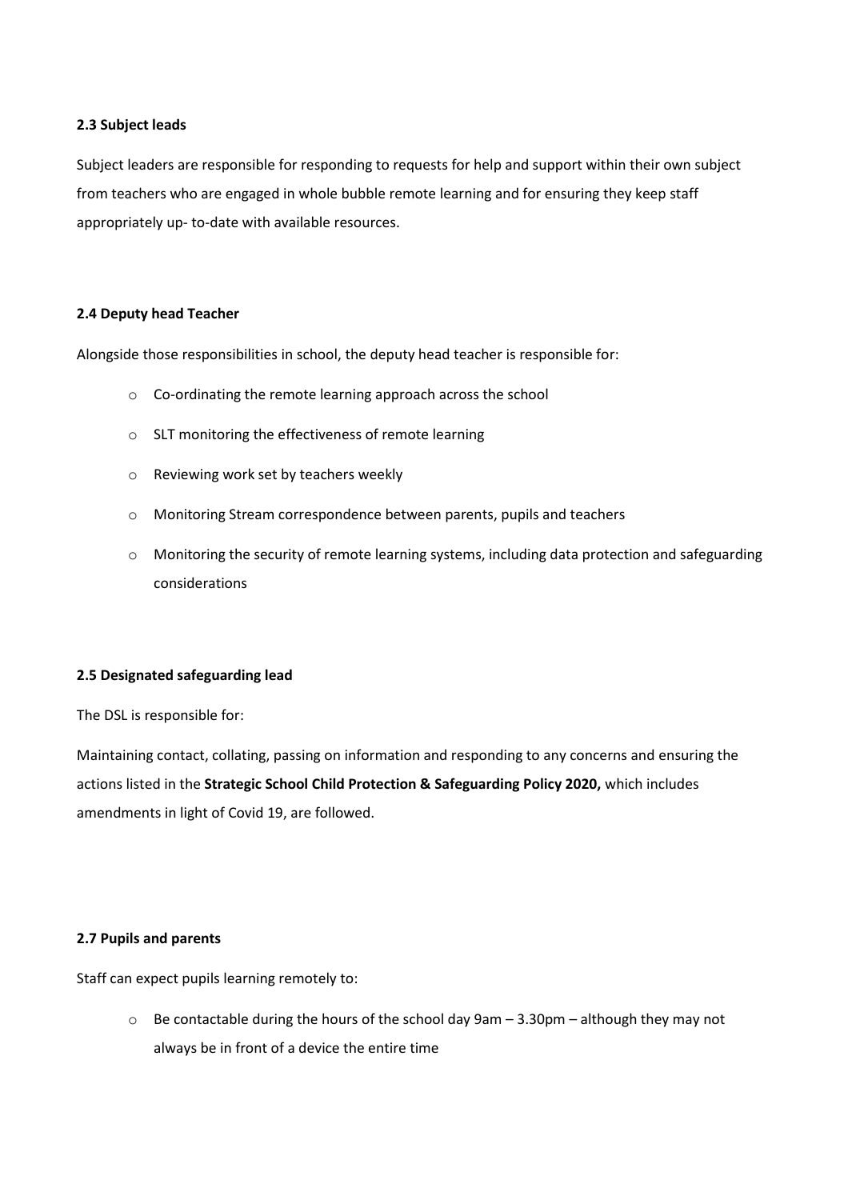**2.3 Subject leads**

Subject leaders are responsible for responding to requests for help and support within their own subject from teachers who are engaged in whole bubble remote learning and for ensuring they keep staff appropriately up- to-date with available resources.

**2.4 Deputy head Teacher**

Alongside those responsibilities in school, the deputy head teacher is responsible for:

- Co-ordinating the remote learning approach across the school
- SLT monitoring the effectiveness of remote learning
- Reviewing work set by teachers weekly
- Monitoring Stream correspondence between parents, pupils and teachers
- Monitoring the security of remote learning systems, including data protection and safeguarding considerations

**2.5 Designated safeguarding lead**

The DSL is responsible for:

Maintaining contact, collating, passing on information and responding to any concerns and ensuring the actions listed in the **Strategic School Child Protection & Safeguarding Policy 2020,** which includes amendments in light of Covid 19, are followed.

**2.7 Pupils and parents**

Staff can expect pupils learning remotely to:

- Be contactable during the hours of the school day 9am – 3.30pm – although they may not always be in front of a device the entire time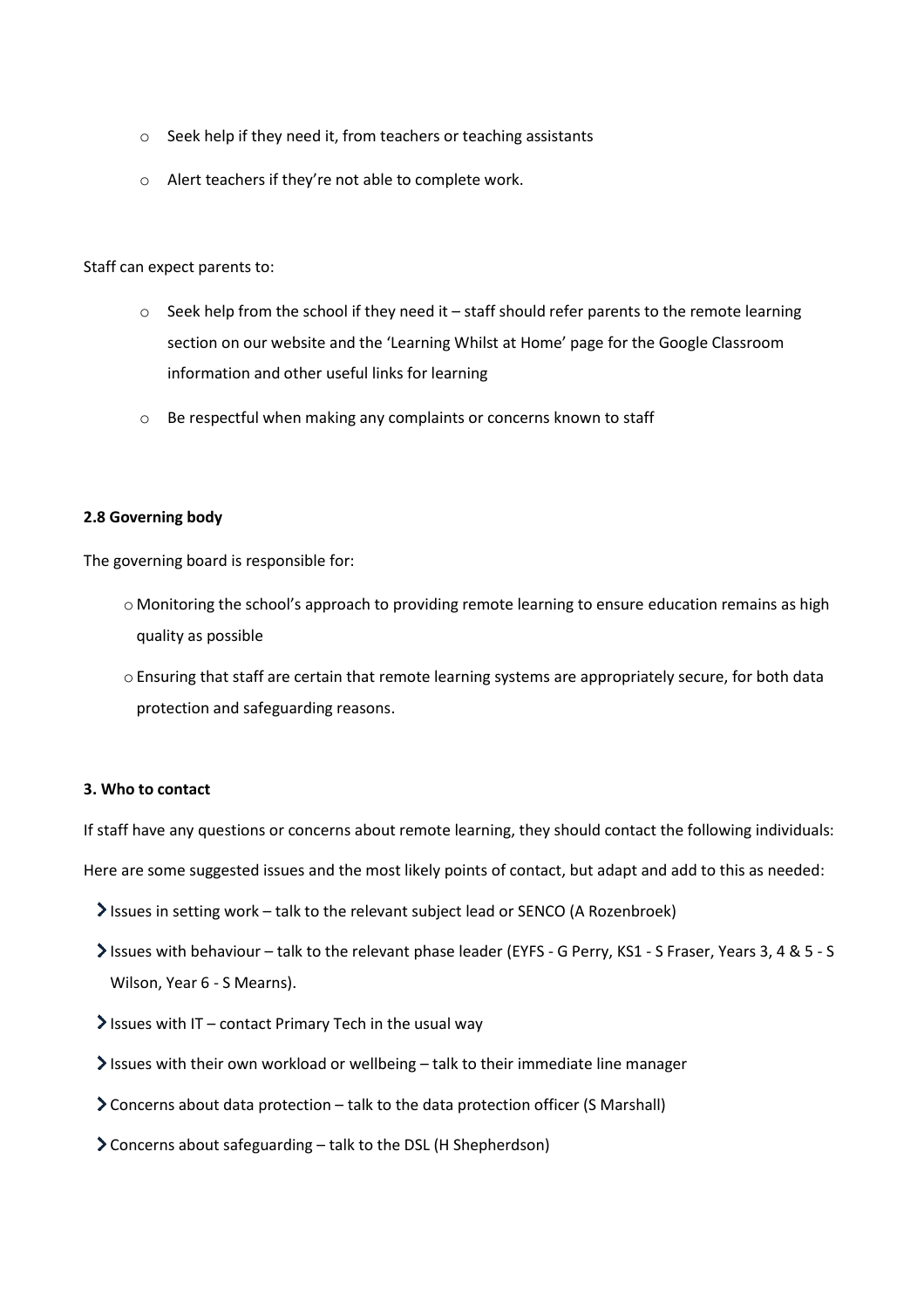- Seek help if they need it, from teachers or teaching assistants
- Alert teachers if they're not able to complete work.

Staff can expect parents to:

- Seek help from the school if they need it – staff should refer parents to the remote learning section on our website and the 'Learning Whilst at Home' page for the Google Classroom information and other useful links for learning
- Be respectful when making any complaints or concerns known to staff

**2.8 Governing body**

The governing board is responsible for:

- Monitoring the school's approach to providing remote learning to ensure education remains as high quality as possible
- Ensuring that staff are certain that remote learning systems are appropriately secure, for both data protection and safeguarding reasons.

**3. Who to contact**

If staff have any questions or concerns about remote learning, they should contact the following individuals:

Here are some suggested issues and the most likely points of contact, but adapt and add to this as needed:

- Issues in setting work – talk to the relevant subject lead or SENCO (A Rozenbroek)
- Issues with behaviour – talk to the relevant phase leader (EYFS - G Perry, KS1 - S Fraser, Years 3, 4 & 5 - S Wilson, Year 6 - S Mearns).
- Issues with IT – contact Primary Tech in the usual way
- Issues with their own workload or wellbeing – talk to their immediate line manager
- Concerns about data protection – talk to the data protection officer (S Marshall)
- Concerns about safeguarding – talk to the DSL (H Shepherdson)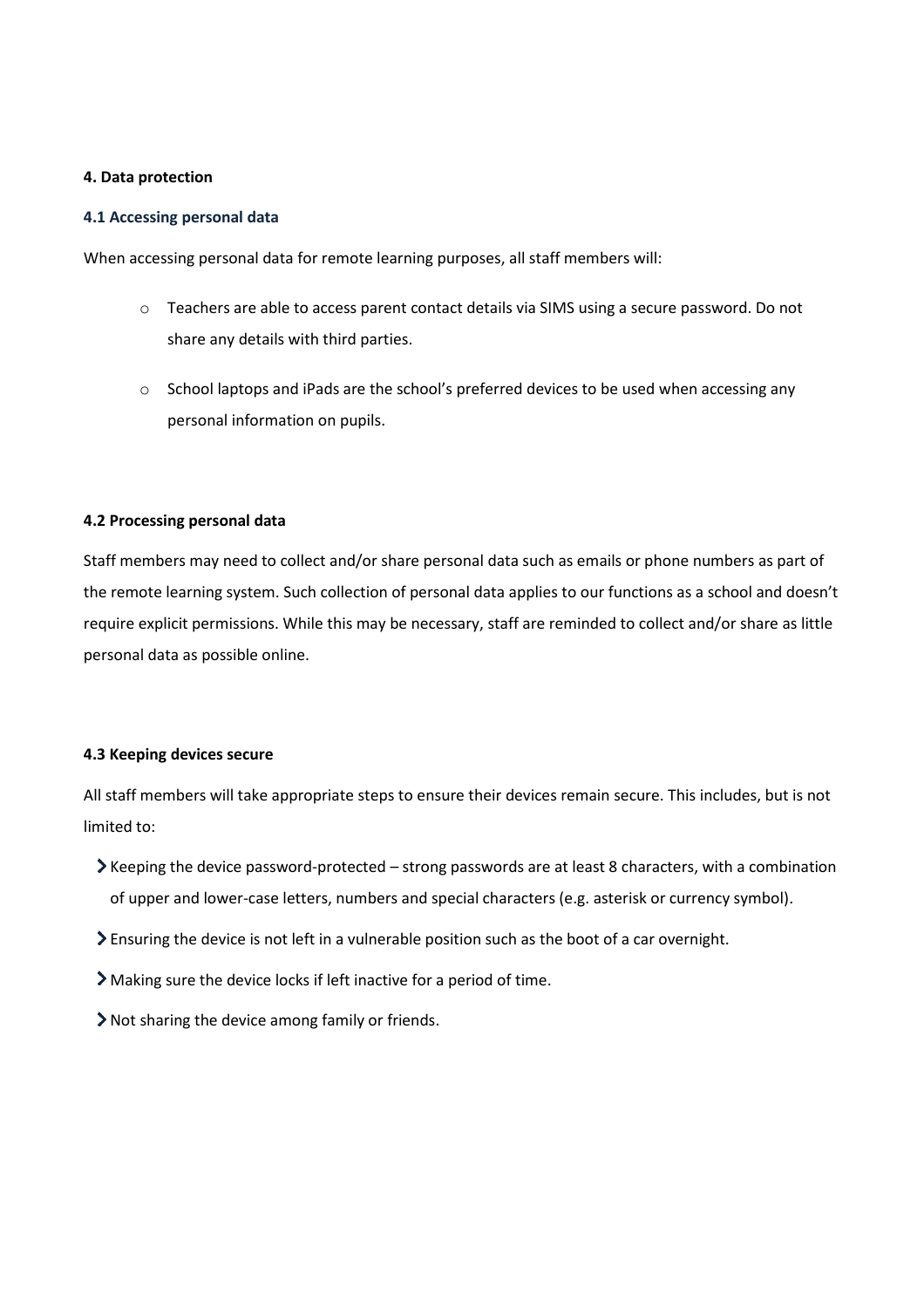**4. Data protection**

**4.1 Accessing personal data**

When accessing personal data for remote learning purposes, all staff members will:

- Teachers are able to access parent contact details via SIMS using a secure password. Do not share any details with third parties.
- School laptops and iPads are the school's preferred devices to be used when accessing any personal information on pupils.

**4.2 Processing personal data**

Staff members may need to collect and/or share personal data such as emails or phone numbers as part of the remote learning system. Such collection of personal data applies to our functions as a school and doesn't require explicit permissions. While this may be necessary, staff are reminded to collect and/or share as little personal data as possible online.

**4.3 Keeping devices secure**

All staff members will take appropriate steps to ensure their devices remain secure. This includes, but is not limited to:

- Keeping the device password-protected – strong passwords are at least 8 characters, with a combination of upper and lower-case letters, numbers and special characters (e.g. asterisk or currency symbol).
- Ensuring the device is not left in a vulnerable position such as the boot of a car overnight.
- Making sure the device locks if left inactive for a period of time.
- Not sharing the device among family or friends.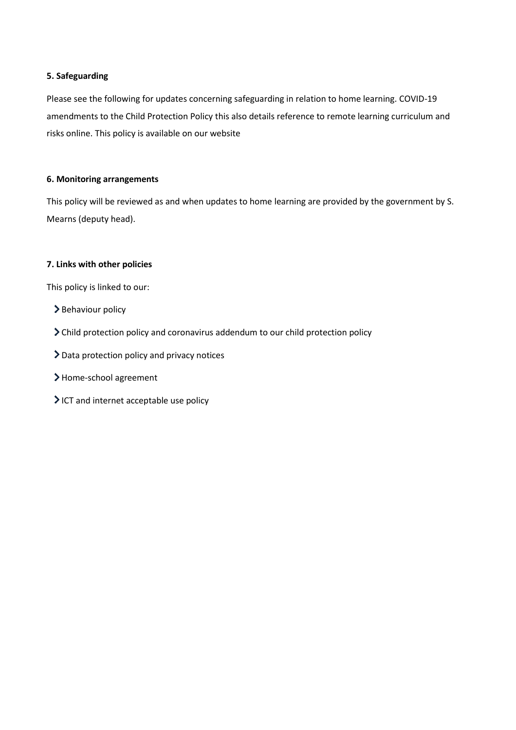### 5. Safeguarding

Please see the following for updates concerning safeguarding in relation to home learning. COVID-19 amendments to the Child Protection Policy this also details reference to remote learning curriculum and risks online. This policy is available on our website

### 6. Monitoring arrangements

This policy will be reviewed as and when updates to home learning are provided by the government by S. Mearns (deputy head).

### 7. Links with other policies

This policy is linked to our:

- Behaviour policy
- Child protection policy and coronavirus addendum to our child protection policy
- Data protection policy and privacy notices
- Home-school agreement
- ICT and internet acceptable use policy